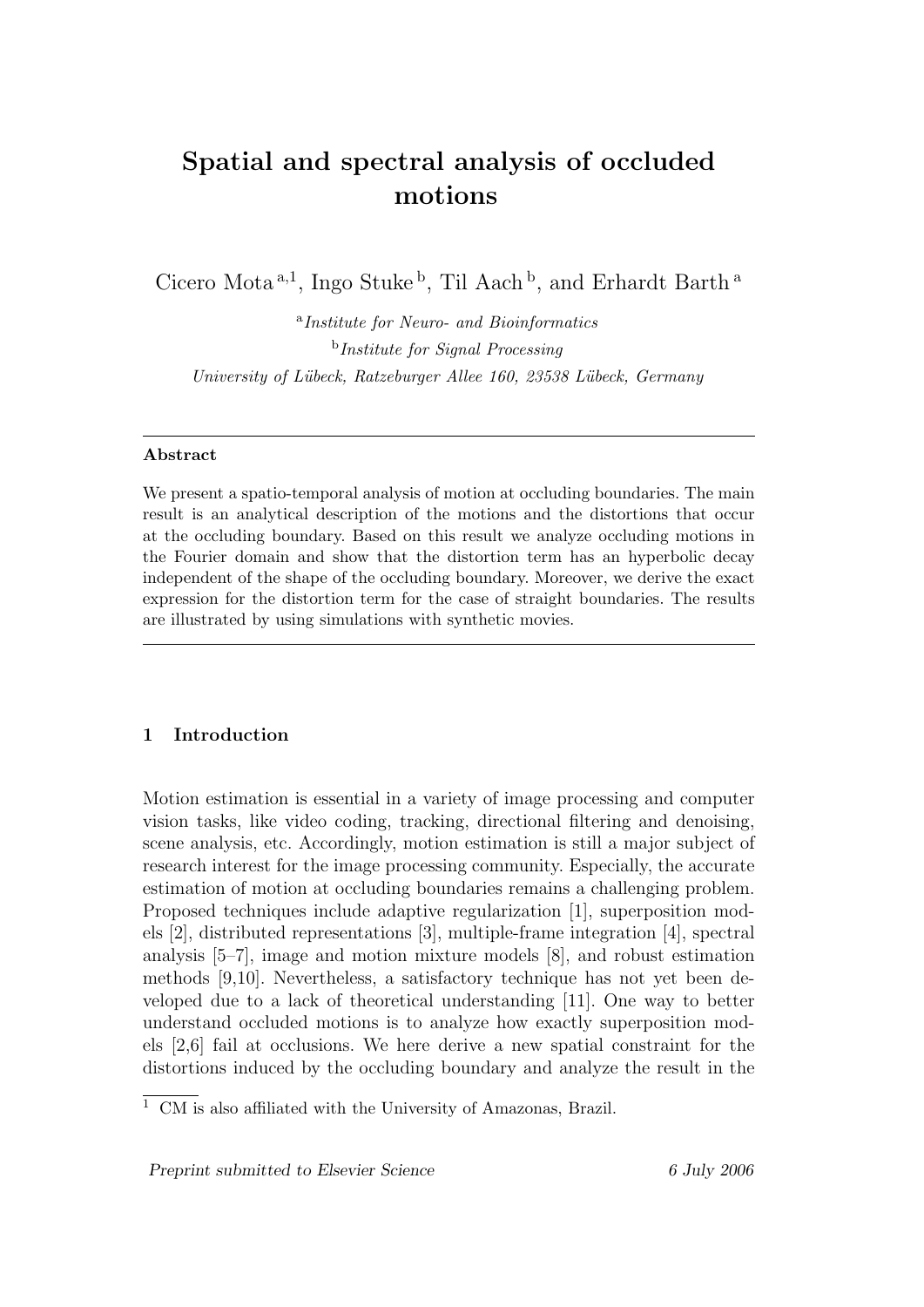# Spatial and spectral analysis of occluded motions

Cicero Mota [a,1], Ingo Stuke [b], Til Aach [b], and Erhardt Barth [a]

[a] *Institute for Neuro- and Bioinformatics*

[b] *Institute for Signal Processing*

*University of Lübeck, Ratzeburger Allee 160, 23538 Lübeck, Germany*

---

**Abstract**

We present a spatio-temporal analysis of motion at occluding boundaries. The main result is an analytical description of the motions and the distortions that occur at the occluding boundary. Based on this result we analyze occluding motions in the Fourier domain and show that the distortion term has an hyperbolic decay independent of the shape of the occluding boundary. Moreover, we derive the exact expression for the distortion term for the case of straight boundaries. The results are illustrated by using simulations with synthetic movies.

---

## 1 Introduction

Motion estimation is essential in a variety of image processing and computer vision tasks, like video coding, tracking, directional filtering and denoising, scene analysis, etc. Accordingly, motion estimation is still a major subject of research interest for the image processing community. Especially, the accurate estimation of motion at occluding boundaries remains a challenging problem. Proposed techniques include adaptive regularization [1], superposition models [2], distributed representations [3], multiple-frame integration [4], spectral analysis [5–7], image and motion mixture models [8], and robust estimation methods [9,10]. Nevertheless, a satisfactory technique has not yet been developed due to a lack of theoretical understanding [11]. One way to better understand occluded motions is to analyze how exactly superposition models [2,6] fail at occlusions. We here derive a new spatial constraint for the distortions induced by the occluding boundary and analyze the result in the

[1] CM is also affiliated with the University of Amazonas, Brazil.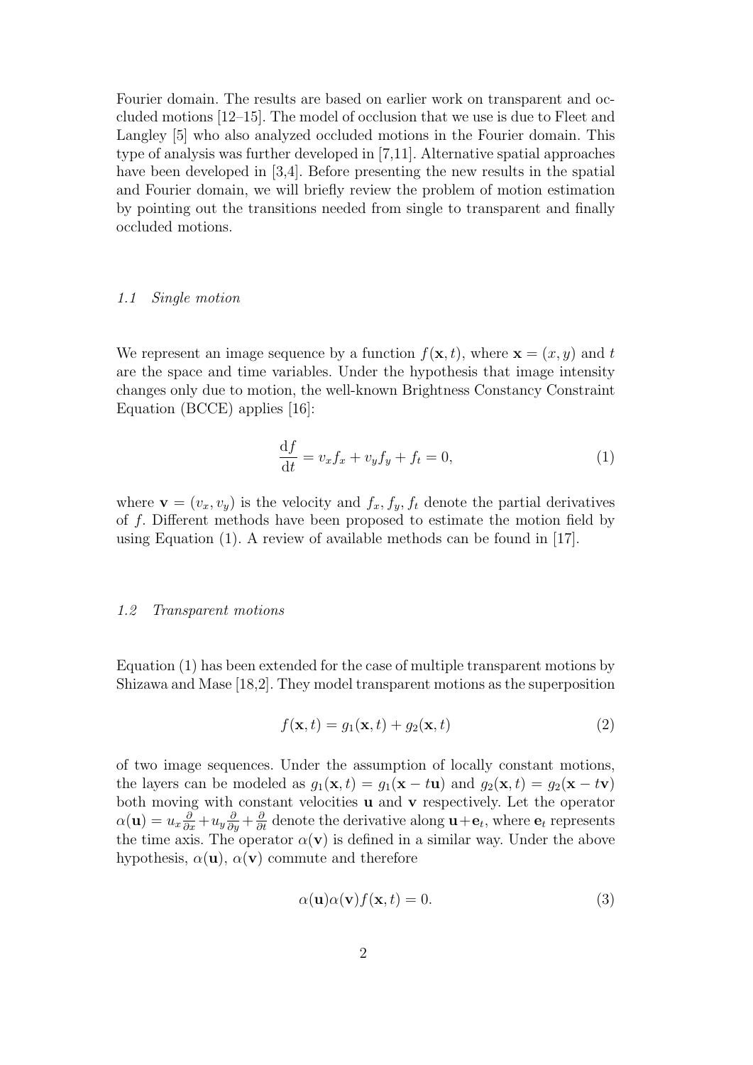Fourier domain. The results are based on earlier work on transparent and occluded motions [12–15]. The model of occlusion that we use is due to Fleet and Langley [5] who also analyzed occluded motions in the Fourier domain. This type of analysis was further developed in [7,11]. Alternative spatial approaches have been developed in [3,4]. Before presenting the new results in the spatial and Fourier domain, we will briefly review the problem of motion estimation by pointing out the transitions needed from single to transparent and finally occluded motions.

### *1.1 Single motion*

We represent an image sequence by a function $f(\mathbf{x}, t)$, where $\mathbf{x} = (x, y)$ and $t$ are the space and time variables. Under the hypothesis that image intensity changes only due to motion, the well-known Brightness Constancy Constraint Equation (BCCE) applies [16]:

$$\frac{\mathrm{d}f}{\mathrm{d}t} = v_x f_x + v_y f_y + f_t = 0, \tag{1}$$

where $\mathbf{v} = (v_x, v_y)$ is the velocity and $f_x, f_y, f_t$ denote the partial derivatives of $f$. Different methods have been proposed to estimate the motion field by using Equation (1). A review of available methods can be found in [17].

### *1.2 Transparent motions*

Equation (1) has been extended for the case of multiple transparent motions by Shizawa and Mase [18,2]. They model transparent motions as the superposition

$$f(\mathbf{x}, t) = g_1(\mathbf{x}, t) + g_2(\mathbf{x}, t) \tag{2}$$

of two image sequences. Under the assumption of locally constant motions, the layers can be modeled as $g_1(\mathbf{x}, t) = g_1(\mathbf{x} - t\mathbf{u})$ and $g_2(\mathbf{x}, t) = g_2(\mathbf{x} - t\mathbf{v})$ both moving with constant velocities $\mathbf{u}$ and $\mathbf{v}$ respectively. Let the operator $\alpha(\mathbf{u}) = u_x \frac{\partial}{\partial x} + u_y \frac{\partial}{\partial y} + \frac{\partial}{\partial t}$ denote the derivative along $\mathbf{u} + \mathbf{e}_t$, where $\mathbf{e}_t$ represents the time axis. The operator $\alpha(\mathbf{v})$ is defined in a similar way. Under the above hypothesis, $\alpha(\mathbf{u})$, $\alpha(\mathbf{v})$ commute and therefore

$$\alpha(\mathbf{u})\alpha(\mathbf{v}) f(\mathbf{x}, t) = 0. \tag{3}$$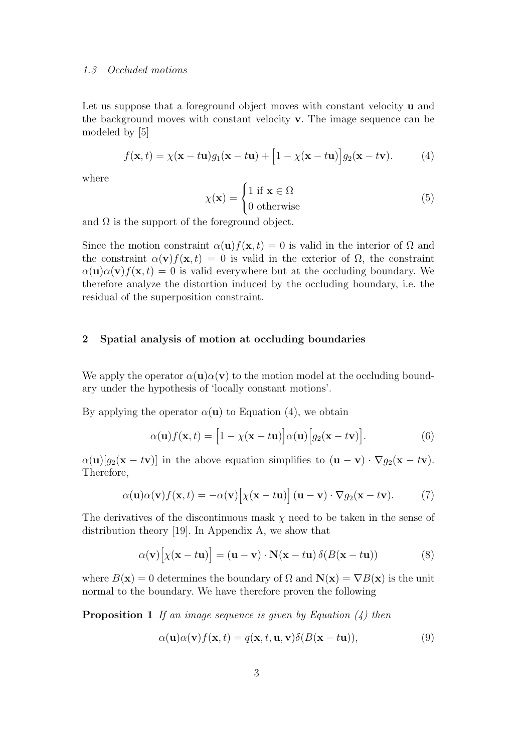*1.3 Occluded motions*

Let us suppose that a foreground object moves with constant velocity $\mathbf{u}$ and the background moves with constant velocity $\mathbf{v}$. The image sequence can be modeled by [5]

$$f(\mathbf{x}, t) = \chi(\mathbf{x} - t\mathbf{u}) g_1(\mathbf{x} - t\mathbf{u}) + \Big[1 - \chi(\mathbf{x} - t\mathbf{u})\Big] g_2(\mathbf{x} - t\mathbf{v}). \tag{4}$$

where

$$\chi(\mathbf{x}) = \begin{cases} 1 \text{ if } \mathbf{x} \in \Omega \\ 0 \text{ otherwise} \end{cases} \tag{5}$$

and $\Omega$ is the support of the foreground object.

Since the motion constraint $\alpha(\mathbf{u}) f(\mathbf{x}, t) = 0$ is valid in the interior of $\Omega$ and the constraint $\alpha(\mathbf{v}) f(\mathbf{x}, t) = 0$ is valid in the exterior of $\Omega$, the constraint $\alpha(\mathbf{u})\alpha(\mathbf{v}) f(\mathbf{x}, t) = 0$ is valid everywhere but at the occluding boundary. We therefore analyze the distortion induced by the occluding boundary, i.e. the residual of the superposition constraint.

## 2 Spatial analysis of motion at occluding boundaries

We apply the operator $\alpha(\mathbf{u})\alpha(\mathbf{v})$ to the motion model at the occluding boundary under the hypothesis of 'locally constant motions'.

By applying the operator $\alpha(\mathbf{u})$ to Equation (4), we obtain

$$\alpha(\mathbf{u}) f(\mathbf{x}, t) = \Big[1 - \chi(\mathbf{x} - t\mathbf{u})\Big] \alpha(\mathbf{u}) \Big[g_2(\mathbf{x} - t\mathbf{v})\Big]. \tag{6}$$

$\alpha(\mathbf{u})[g_2(\mathbf{x} - t\mathbf{v})]$ in the above equation simplifies to $(\mathbf{u} - \mathbf{v}) \cdot \nabla g_2(\mathbf{x} - t\mathbf{v})$. Therefore,

$$\alpha(\mathbf{u})\alpha(\mathbf{v}) f(\mathbf{x}, t) = -\alpha(\mathbf{v}) \Big[\chi(\mathbf{x} - t\mathbf{u})\Big] (\mathbf{u} - \mathbf{v}) \cdot \nabla g_2(\mathbf{x} - t\mathbf{v}). \tag{7}$$

The derivatives of the discontinuous mask $\chi$ need to be taken in the sense of distribution theory [19]. In Appendix A, we show that

$$\alpha(\mathbf{v}) \Big[\chi(\mathbf{x} - t\mathbf{u})\Big] = (\mathbf{u} - \mathbf{v}) \cdot \mathbf{N}(\mathbf{x} - t\mathbf{u})\, \delta(B(\mathbf{x} - t\mathbf{u})) \tag{8}$$

where $B(\mathbf{x}) = 0$ determines the boundary of $\Omega$ and $\mathbf{N}(\mathbf{x}) = \nabla B(\mathbf{x})$ is the unit normal to the boundary. We have therefore proven the following

**Proposition 1** *If an image sequence is given by Equation (4) then*

$$\alpha(\mathbf{u})\alpha(\mathbf{v}) f(\mathbf{x}, t) = q(\mathbf{x}, t, \mathbf{u}, \mathbf{v}) \delta(B(\mathbf{x} - t\mathbf{u})), \tag{9}$$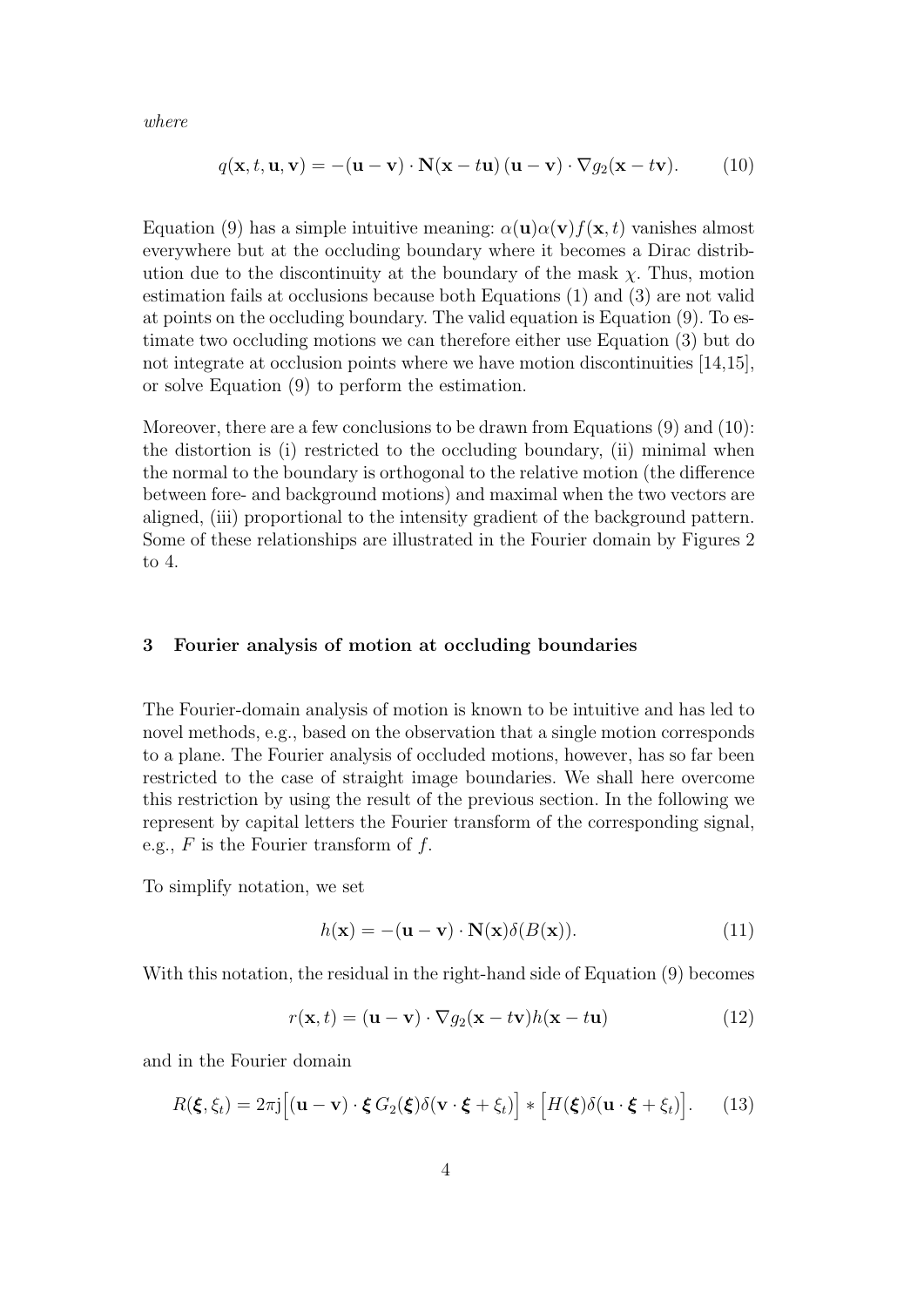*where*

$$q(\mathbf{x}, t, \mathbf{u}, \mathbf{v}) = -(\mathbf{u} - \mathbf{v}) \cdot \mathbf{N}(\mathbf{x} - t\mathbf{u})\,(\mathbf{u} - \mathbf{v}) \cdot \nabla g_2(\mathbf{x} - t\mathbf{v}). \tag{10}$$

Equation (9) has a simple intuitive meaning: $\alpha(\mathbf{u})\alpha(\mathbf{v})f(\mathbf{x}, t)$ vanishes almost everywhere but at the occluding boundary where it becomes a Dirac distribution due to the discontinuity at the boundary of the mask $\chi$. Thus, motion estimation fails at occlusions because both Equations (1) and (3) are not valid at points on the occluding boundary. The valid equation is Equation (9). To estimate two occluding motions we can therefore either use Equation (3) but do not integrate at occlusion points where we have motion discontinuities [14,15], or solve Equation (9) to perform the estimation.

Moreover, there are a few conclusions to be drawn from Equations (9) and (10): the distortion is (i) restricted to the occluding boundary, (ii) minimal when the normal to the boundary is orthogonal to the relative motion (the difference between fore- and background motions) and maximal when the two vectors are aligned, (iii) proportional to the intensity gradient of the background pattern. Some of these relationships are illustrated in the Fourier domain by Figures 2 to 4.

## 3 Fourier analysis of motion at occluding boundaries

The Fourier-domain analysis of motion is known to be intuitive and has led to novel methods, e.g., based on the observation that a single motion corresponds to a plane. The Fourier analysis of occluded motions, however, has so far been restricted to the case of straight image boundaries. We shall here overcome this restriction by using the result of the previous section. In the following we represent by capital letters the Fourier transform of the corresponding signal, e.g., $F$ is the Fourier transform of $f$.

To simplify notation, we set

$$h(\mathbf{x}) = -(\mathbf{u} - \mathbf{v}) \cdot \mathbf{N}(\mathbf{x})\delta(B(\mathbf{x})). \tag{11}$$

With this notation, the residual in the right-hand side of Equation (9) becomes

$$r(\mathbf{x}, t) = (\mathbf{u} - \mathbf{v}) \cdot \nabla g_2(\mathbf{x} - t\mathbf{v})h(\mathbf{x} - t\mathbf{u}) \tag{12}$$

and in the Fourier domain

$$R(\boldsymbol{\xi}, \xi_t) = 2\pi \mathrm{j}\Big[(\mathbf{u} - \mathbf{v}) \cdot \boldsymbol{\xi}\, G_2(\boldsymbol{\xi})\delta(\mathbf{v} \cdot \boldsymbol{\xi} + \xi_t)\Big] * \Big[H(\boldsymbol{\xi})\delta(\mathbf{u} \cdot \boldsymbol{\xi} + \xi_t)\Big]. \tag{13}$$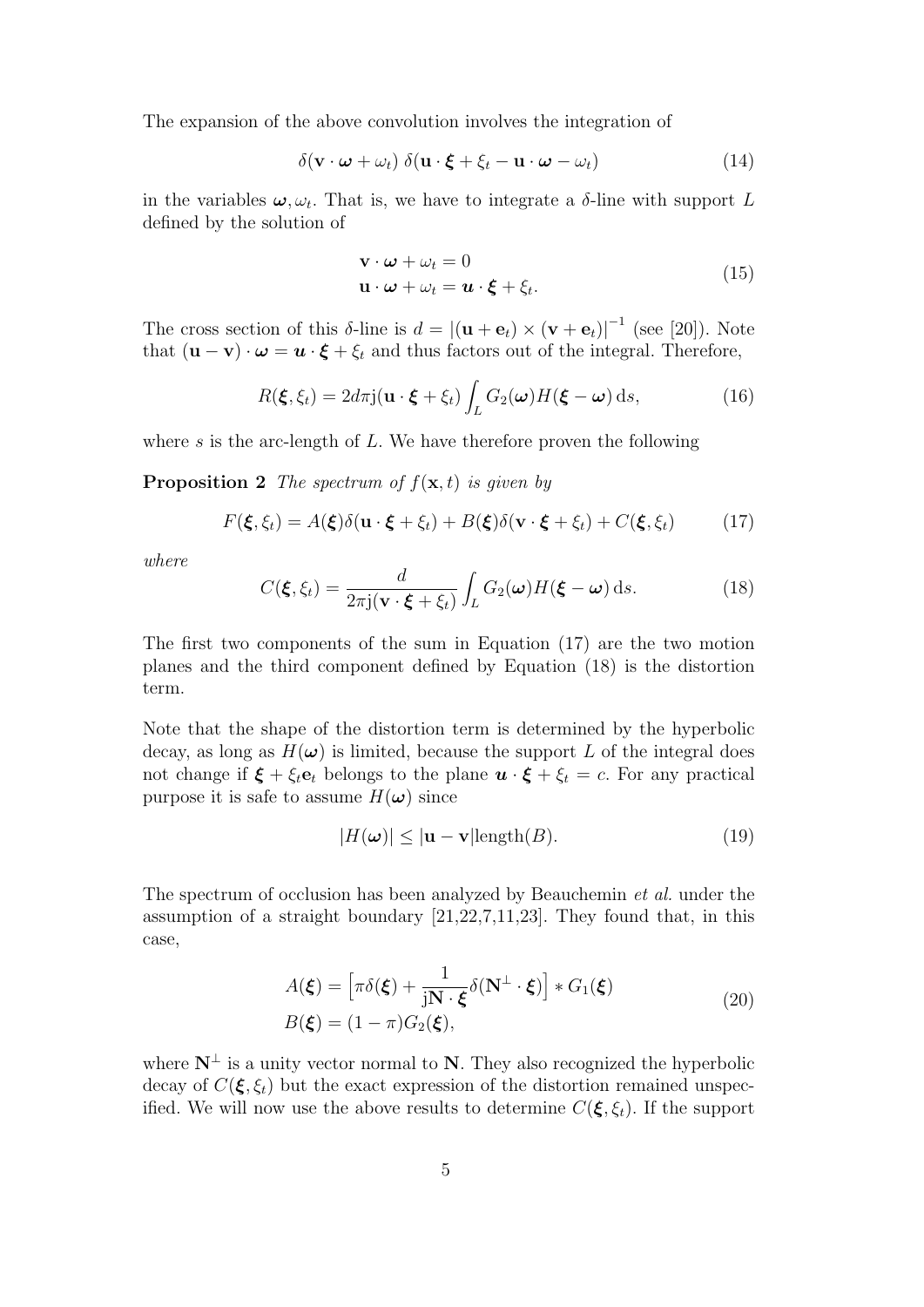The expansion of the above convolution involves the integration of

$$\delta(\mathbf{v} \cdot \boldsymbol{\omega} + \omega_t)\, \delta(\mathbf{u} \cdot \boldsymbol{\xi} + \xi_t - \mathbf{u} \cdot \boldsymbol{\omega} - \omega_t) \tag{14}$$

in the variables $\boldsymbol{\omega}, \omega_t$. That is, we have to integrate a $\delta$-line with support $L$ defined by the solution of

$$\begin{aligned} \mathbf{v} \cdot \boldsymbol{\omega} + \omega_t &= 0 \\ \mathbf{u} \cdot \boldsymbol{\omega} + \omega_t &= \boldsymbol{u} \cdot \boldsymbol{\xi} + \xi_t. \end{aligned} \tag{15}$$

The cross section of this $\delta$-line is $d = \left|(\mathbf{u} + \mathbf{e}_t) \times (\mathbf{v} + \mathbf{e}_t)\right|^{-1}$ (see [20]). Note that $(\mathbf{u} - \mathbf{v}) \cdot \boldsymbol{\omega} = \boldsymbol{u} \cdot \boldsymbol{\xi} + \xi_t$ and thus factors out of the integral. Therefore,

$$R(\boldsymbol{\xi}, \xi_t) = 2d\pi \mathrm{j}(\mathbf{u} \cdot \boldsymbol{\xi} + \xi_t) \int_L G_2(\boldsymbol{\omega}) H(\boldsymbol{\xi} - \boldsymbol{\omega})\, \mathrm{d}s, \tag{16}$$

where $s$ is the arc-length of $L$. We have therefore proven the following

**Proposition 2** *The spectrum of $f(\mathbf{x}, t)$ is given by*

$$F(\boldsymbol{\xi}, \xi_t) = A(\boldsymbol{\xi})\delta(\mathbf{u} \cdot \boldsymbol{\xi} + \xi_t) + B(\boldsymbol{\xi})\delta(\mathbf{v} \cdot \boldsymbol{\xi} + \xi_t) + C(\boldsymbol{\xi}, \xi_t) \tag{17}$$

*where*

$$C(\boldsymbol{\xi}, \xi_t) = \frac{d}{2\pi \mathrm{j}(\mathbf{v} \cdot \boldsymbol{\xi} + \xi_t)} \int_L G_2(\boldsymbol{\omega}) H(\boldsymbol{\xi} - \boldsymbol{\omega})\, \mathrm{d}s. \tag{18}$$

The first two components of the sum in Equation (17) are the two motion planes and the third component defined by Equation (18) is the distortion term.

Note that the shape of the distortion term is determined by the hyperbolic decay, as long as $H(\boldsymbol{\omega})$ is limited, because the support $L$ of the integral does not change if $\boldsymbol{\xi} + \xi_t \mathbf{e}_t$ belongs to the plane $\boldsymbol{u} \cdot \boldsymbol{\xi} + \xi_t = c$. For any practical purpose it is safe to assume $H(\boldsymbol{\omega})$ since

$$|H(\boldsymbol{\omega})| \leq |\mathbf{u} - \mathbf{v}| \mathrm{length}(B). \tag{19}$$

The spectrum of occlusion has been analyzed by Beauchemin *et al.* under the assumption of a straight boundary [21,22,7,11,23]. They found that, in this case,

$$\begin{aligned} A(\boldsymbol{\xi}) &= \left[\pi\delta(\boldsymbol{\xi}) + \frac{1}{\mathrm{j}\mathbf{N} \cdot \boldsymbol{\xi}} \delta(\mathbf{N}^{\perp} \cdot \boldsymbol{\xi})\right] * G_1(\boldsymbol{\xi}) \\ B(\boldsymbol{\xi}) &= (1 - \pi) G_2(\boldsymbol{\xi}), \end{aligned} \tag{20}$$

where $\mathbf{N}^{\perp}$ is a unity vector normal to $\mathbf{N}$. They also recognized the hyperbolic decay of $C(\boldsymbol{\xi}, \xi_t)$ but the exact expression of the distortion remained unspecified. We will now use the above results to determine $C(\boldsymbol{\xi}, \xi_t)$. If the support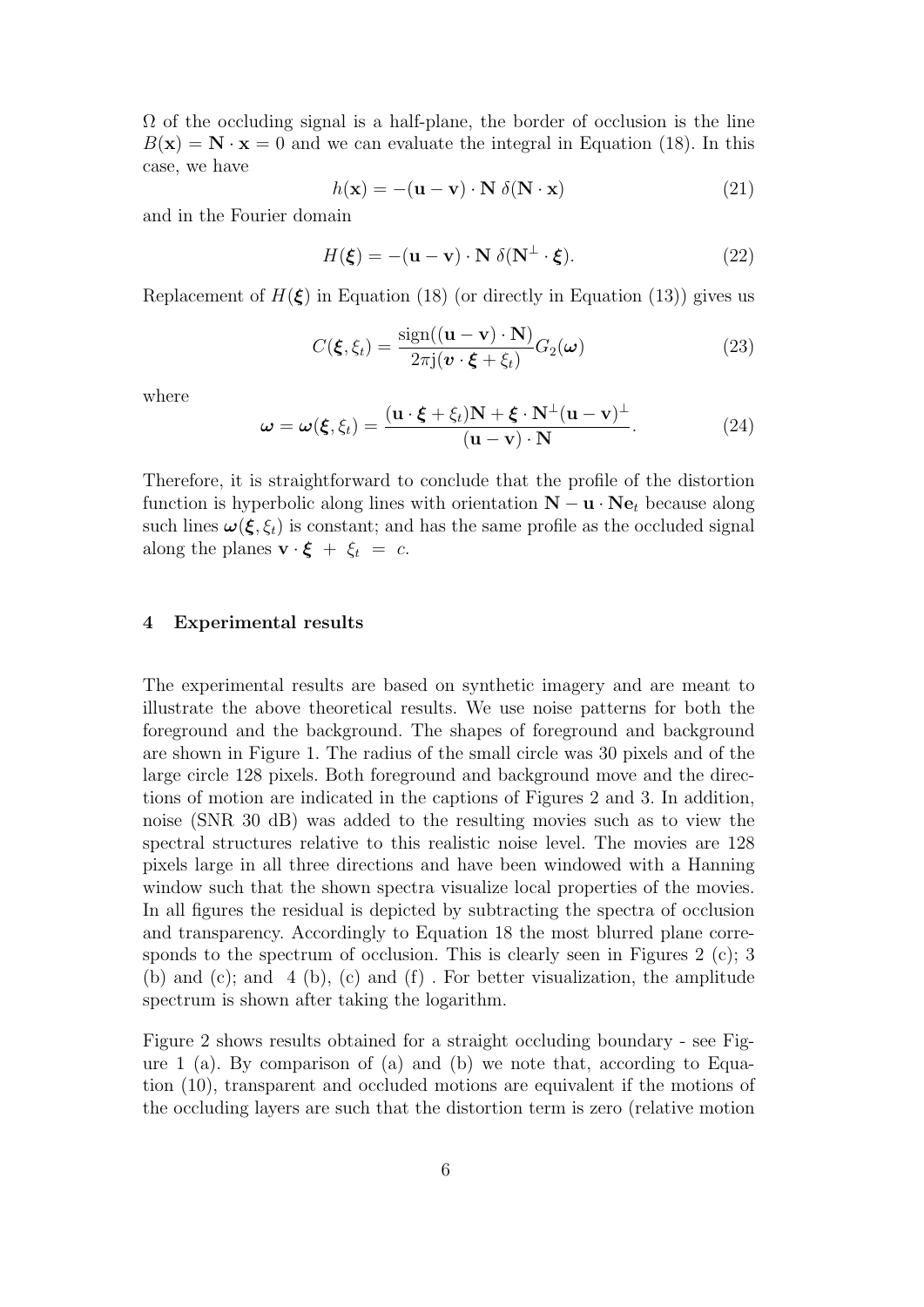$\Omega$ of the occluding signal is a half-plane, the border of occlusion is the line $B(\mathbf{x}) = \mathbf{N} \cdot \mathbf{x} = 0$ and we can evaluate the integral in Equation (18). In this case, we have

$$h(\mathbf{x}) = -(\mathbf{u} - \mathbf{v}) \cdot \mathbf{N}\ \delta(\mathbf{N} \cdot \mathbf{x}) \tag{21}$$

and in the Fourier domain

$$H(\boldsymbol{\xi}) = -(\mathbf{u} - \mathbf{v}) \cdot \mathbf{N}\ \delta(\mathbf{N}^{\perp} \cdot \boldsymbol{\xi}). \tag{22}$$

Replacement of $H(\boldsymbol{\xi})$ in Equation (18) (or directly in Equation (13)) gives us

$$C(\boldsymbol{\xi}, \xi_t) = \frac{\mathrm{sign}((\mathbf{u} - \mathbf{v}) \cdot \mathbf{N})}{2\pi \mathrm{j}(\boldsymbol{v} \cdot \boldsymbol{\xi} + \xi_t)} G_2(\boldsymbol{\omega}) \tag{23}$$

where

$$\boldsymbol{\omega} = \boldsymbol{\omega}(\boldsymbol{\xi}, \xi_t) = \frac{(\mathbf{u} \cdot \boldsymbol{\xi} + \xi_t)\mathbf{N} + \boldsymbol{\xi} \cdot \mathbf{N}^{\perp}(\mathbf{u} - \mathbf{v})^{\perp}}{(\mathbf{u} - \mathbf{v}) \cdot \mathbf{N}}. \tag{24}$$

Therefore, it is straightforward to conclude that the profile of the distortion function is hyperbolic along lines with orientation $\mathbf{N} - \mathbf{u} \cdot \mathbf{N} \mathbf{e}_t$ because along such lines $\boldsymbol{\omega}(\boldsymbol{\xi}, \xi_t)$ is constant; and has the same profile as the occluded signal along the planes $\mathbf{v} \cdot \boldsymbol{\xi} \ + \ \xi_t \ = \ c$.

## 4 Experimental results

The experimental results are based on synthetic imagery and are meant to illustrate the above theoretical results. We use noise patterns for both the foreground and the background. The shapes of foreground and background are shown in Figure 1. The radius of the small circle was 30 pixels and of the large circle 128 pixels. Both foreground and background move and the directions of motion are indicated in the captions of Figures 2 and 3. In addition, noise (SNR 30 dB) was added to the resulting movies such as to view the spectral structures relative to this realistic noise level. The movies are 128 pixels large in all three directions and have been windowed with a Hanning window such that the shown spectra visualize local properties of the movies. In all figures the residual is depicted by subtracting the spectra of occlusion and transparency. Accordingly to Equation 18 the most blurred plane corresponds to the spectrum of occlusion. This is clearly seen in Figures 2 (c); 3 (b) and (c); and 4 (b), (c) and (f) . For better visualization, the amplitude spectrum is shown after taking the logarithm.

Figure 2 shows results obtained for a straight occluding boundary - see Figure 1 (a). By comparison of (a) and (b) we note that, according to Equation (10), transparent and occluded motions are equivalent if the motions of the occluding layers are such that the distortion term is zero (relative motion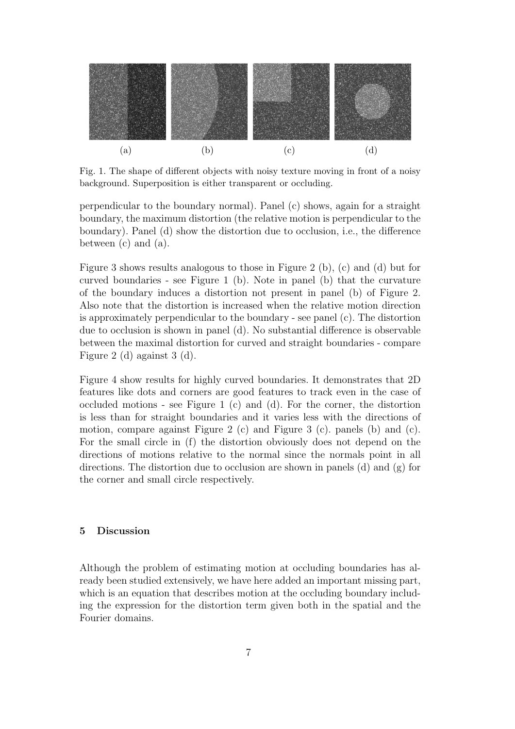(a) (b) (c) (d)

Fig. 1. The shape of different objects with noisy texture moving in front of a noisy background. Superposition is either transparent or occluding.

perpendicular to the boundary normal). Panel (c) shows, again for a straight boundary, the maximum distortion (the relative motion is perpendicular to the boundary). Panel (d) show the distortion due to occlusion, i.e., the difference between (c) and (a).

Figure 3 shows results analogous to those in Figure 2 (b), (c) and (d) but for curved boundaries - see Figure 1 (b). Note in panel (b) that the curvature of the boundary induces a distortion not present in panel (b) of Figure 2. Also note that the distortion is increased when the relative motion direction is approximately perpendicular to the boundary - see panel (c). The distortion due to occlusion is shown in panel (d). No substantial difference is observable between the maximal distortion for curved and straight boundaries - compare Figure 2 (d) against 3 (d).

Figure 4 show results for highly curved boundaries. It demonstrates that 2D features like dots and corners are good features to track even in the case of occluded motions - see Figure 1 (c) and (d). For the corner, the distortion is less than for straight boundaries and it varies less with the directions of motion, compare against Figure 2 (c) and Figure 3 (c). panels (b) and (c). For the small circle in (f) the distortion obviously does not depend on the directions of motions relative to the normal since the normals point in all directions. The distortion due to occlusion are shown in panels (d) and (g) for the corner and small circle respectively.

## 5 Discussion

Although the problem of estimating motion at occluding boundaries has already been studied extensively, we have here added an important missing part, which is an equation that describes motion at the occluding boundary including the expression for the distortion term given both in the spatial and the Fourier domains.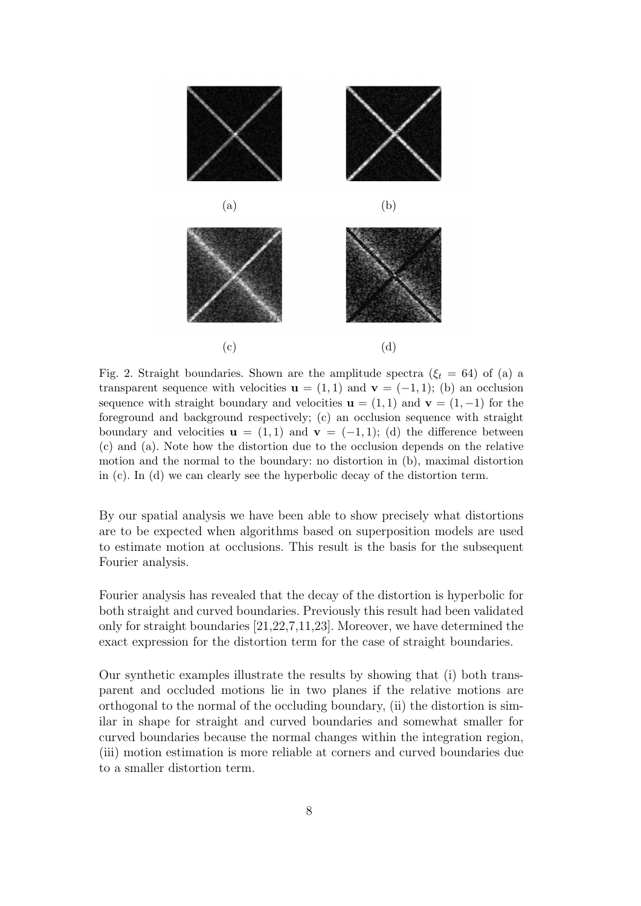(a) (b)

(c) (d)

Fig. 2. Straight boundaries. Shown are the amplitude spectra ($\xi_t = 64$) of (a) a transparent sequence with velocities $\mathbf{u} = (1, 1)$ and $\mathbf{v} = (-1, 1)$; (b) an occlusion sequence with straight boundary and velocities $\mathbf{u} = (1, 1)$ and $\mathbf{v} = (1, -1)$ for the foreground and background respectively; (c) an occlusion sequence with straight boundary and velocities $\mathbf{u} = (1, 1)$ and $\mathbf{v} = (-1, 1)$; (d) the difference between (c) and (a). Note how the distortion due to the occlusion depends on the relative motion and the normal to the boundary: no distortion in (b), maximal distortion in (c). In (d) we can clearly see the hyperbolic decay of the distortion term.

By our spatial analysis we have been able to show precisely what distortions are to be expected when algorithms based on superposition models are used to estimate motion at occlusions. This result is the basis for the subsequent Fourier analysis.

Fourier analysis has revealed that the decay of the distortion is hyperbolic for both straight and curved boundaries. Previously this result had been validated only for straight boundaries [21,22,7,11,23]. Moreover, we have determined the exact expression for the distortion term for the case of straight boundaries.

Our synthetic examples illustrate the results by showing that (i) both transparent and occluded motions lie in two planes if the relative motions are orthogonal to the normal of the occluding boundary, (ii) the distortion is similar in shape for straight and curved boundaries and somewhat smaller for curved boundaries because the normal changes within the integration region, (iii) motion estimation is more reliable at corners and curved boundaries due to a smaller distortion term.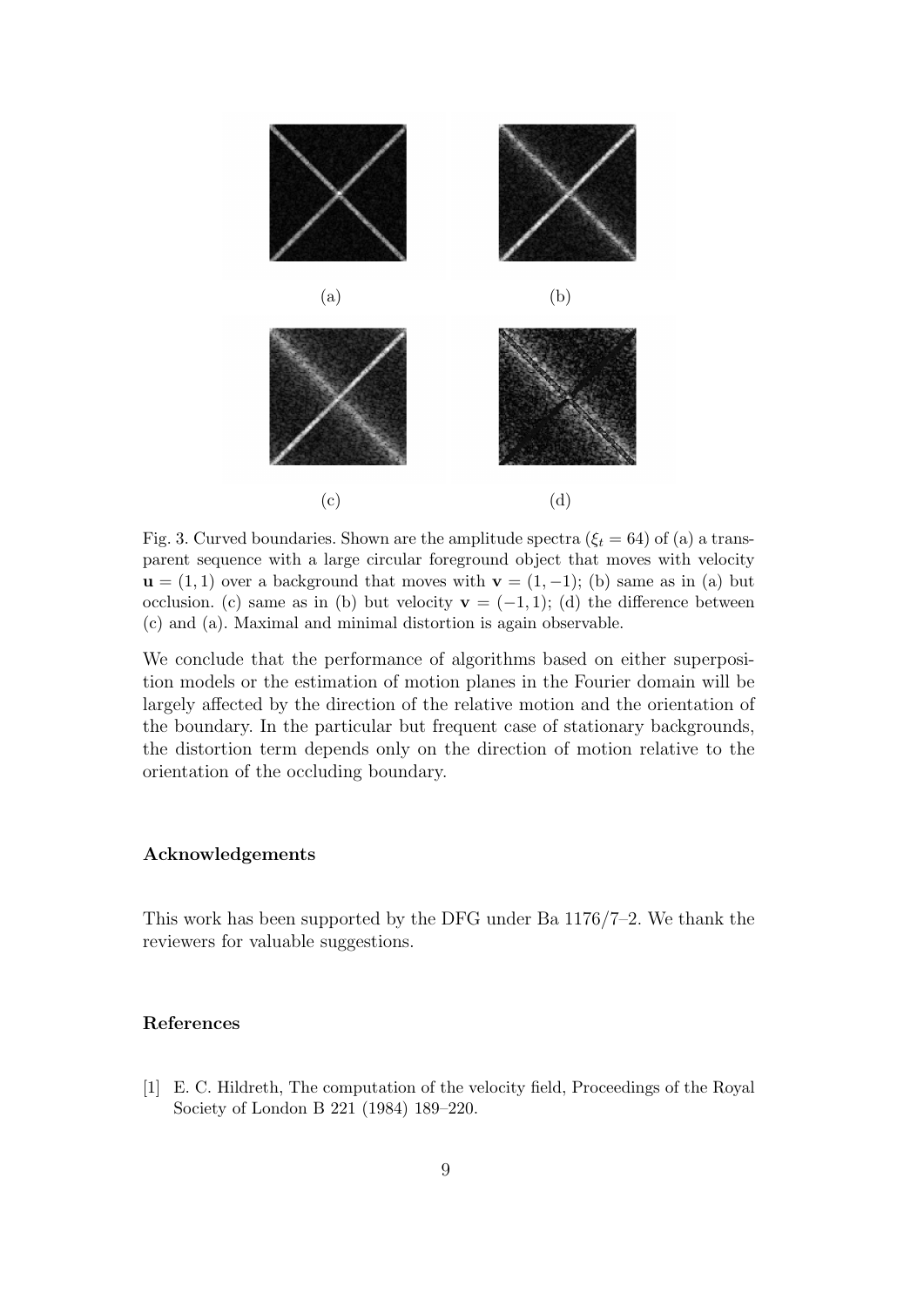(a) (b)

(c) (d)

Fig. 3. Curved boundaries. Shown are the amplitude spectra ($\xi_t = 64$) of (a) a transparent sequence with a large circular foreground object that moves with velocity $\mathbf{u} = (1, 1)$ over a background that moves with $\mathbf{v} = (1, -1)$; (b) same as in (a) but occlusion. (c) same as in (b) but velocity $\mathbf{v} = (-1, 1)$; (d) the difference between (c) and (a). Maximal and minimal distortion is again observable.

We conclude that the performance of algorithms based on either superposition models or the estimation of motion planes in the Fourier domain will be largely affected by the direction of the relative motion and the orientation of the boundary. In the particular but frequent case of stationary backgrounds, the distortion term depends only on the direction of motion relative to the orientation of the occluding boundary.

## Acknowledgements

This work has been supported by the DFG under Ba 1176/7–2. We thank the reviewers for valuable suggestions.

## References

[1] E. C. Hildreth, The computation of the velocity field, Proceedings of the Royal Society of London B 221 (1984) 189–220.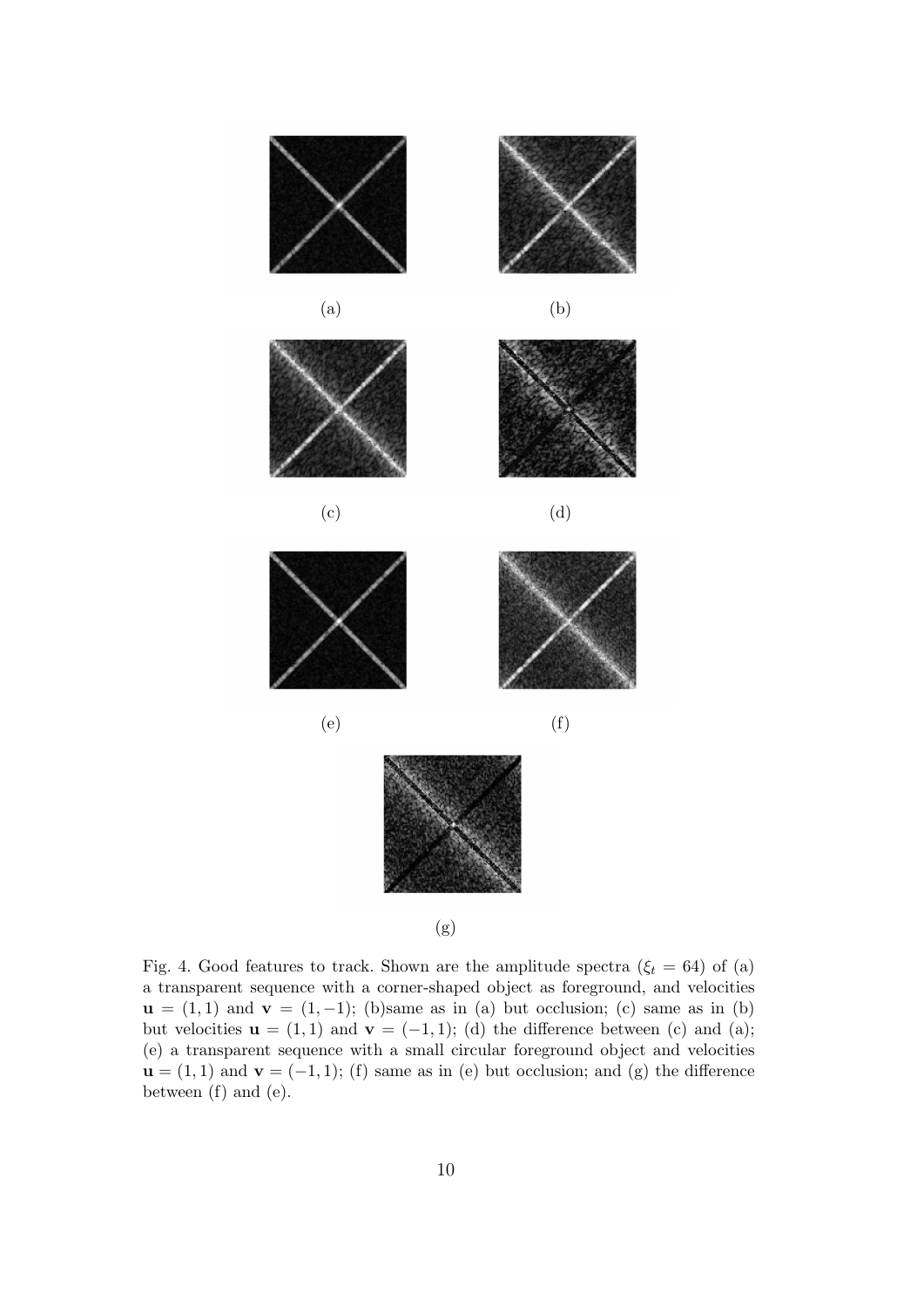(a) (b)

(c) (d)

(e) (f)

(g)

Fig. 4. Good features to track. Shown are the amplitude spectra ($\xi_t = 64$) of (a) a transparent sequence with a corner-shaped object as foreground, and velocities $\mathbf{u} = (1, 1)$ and $\mathbf{v} = (1, -1)$; (b)same as in (a) but occlusion; (c) same as in (b) but velocities $\mathbf{u} = (1, 1)$ and $\mathbf{v} = (-1, 1)$; (d) the difference between (c) and (a); (e) a transparent sequence with a small circular foreground object and velocities $\mathbf{u} = (1, 1)$ and $\mathbf{v} = (-1, 1)$; (f) same as in (e) but occlusion; and (g) the difference between (f) and (e).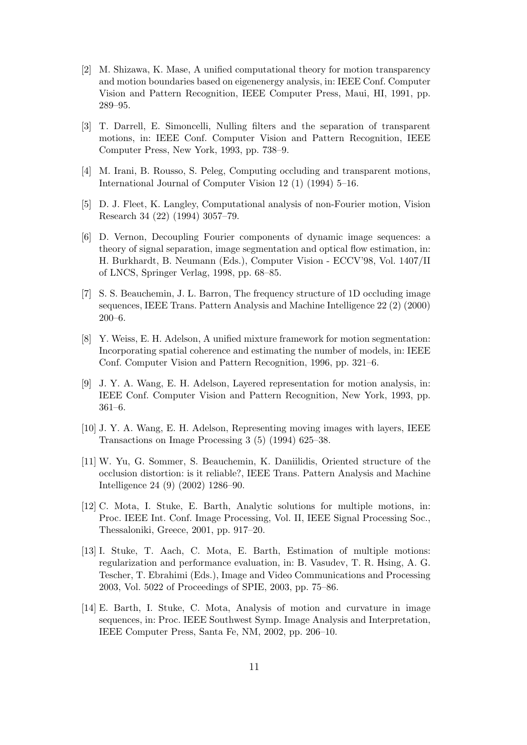[2] M. Shizawa, K. Mase, A unified computational theory for motion transparency and motion boundaries based on eigenenergy analysis, in: IEEE Conf. Computer Vision and Pattern Recognition, IEEE Computer Press, Maui, HI, 1991, pp. 289–95.

[3] T. Darrell, E. Simoncelli, Nulling filters and the separation of transparent motions, in: IEEE Conf. Computer Vision and Pattern Recognition, IEEE Computer Press, New York, 1993, pp. 738–9.

[4] M. Irani, B. Rousso, S. Peleg, Computing occluding and transparent motions, International Journal of Computer Vision 12 (1) (1994) 5–16.

[5] D. J. Fleet, K. Langley, Computational analysis of non-Fourier motion, Vision Research 34 (22) (1994) 3057–79.

[6] D. Vernon, Decoupling Fourier components of dynamic image sequences: a theory of signal separation, image segmentation and optical flow estimation, in: H. Burkhardt, B. Neumann (Eds.), Computer Vision - ECCV'98, Vol. 1407/II of LNCS, Springer Verlag, 1998, pp. 68–85.

[7] S. S. Beauchemin, J. L. Barron, The frequency structure of 1D occluding image sequences, IEEE Trans. Pattern Analysis and Machine Intelligence 22 (2) (2000) 200–6.

[8] Y. Weiss, E. H. Adelson, A unified mixture framework for motion segmentation: Incorporating spatial coherence and estimating the number of models, in: IEEE Conf. Computer Vision and Pattern Recognition, 1996, pp. 321–6.

[9] J. Y. A. Wang, E. H. Adelson, Layered representation for motion analysis, in: IEEE Conf. Computer Vision and Pattern Recognition, New York, 1993, pp. 361–6.

[10] J. Y. A. Wang, E. H. Adelson, Representing moving images with layers, IEEE Transactions on Image Processing 3 (5) (1994) 625–38.

[11] W. Yu, G. Sommer, S. Beauchemin, K. Daniilidis, Oriented structure of the occlusion distortion: is it reliable?, IEEE Trans. Pattern Analysis and Machine Intelligence 24 (9) (2002) 1286–90.

[12] C. Mota, I. Stuke, E. Barth, Analytic solutions for multiple motions, in: Proc. IEEE Int. Conf. Image Processing, Vol. II, IEEE Signal Processing Soc., Thessaloniki, Greece, 2001, pp. 917–20.

[13] I. Stuke, T. Aach, C. Mota, E. Barth, Estimation of multiple motions: regularization and performance evaluation, in: B. Vasudev, T. R. Hsing, A. G. Tescher, T. Ebrahimi (Eds.), Image and Video Communications and Processing 2003, Vol. 5022 of Proceedings of SPIE, 2003, pp. 75–86.

[14] E. Barth, I. Stuke, C. Mota, Analysis of motion and curvature in image sequences, in: Proc. IEEE Southwest Symp. Image Analysis and Interpretation, IEEE Computer Press, Santa Fe, NM, 2002, pp. 206–10.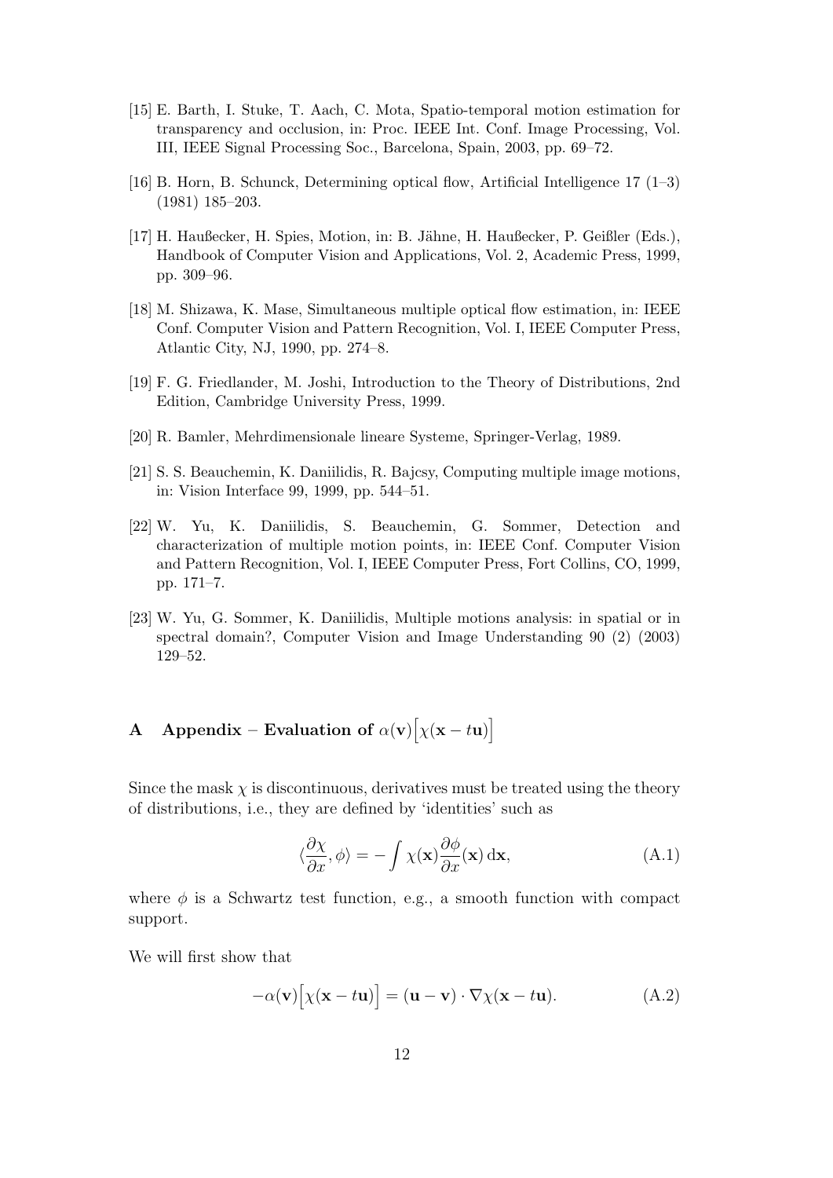[15] E. Barth, I. Stuke, T. Aach, C. Mota, Spatio-temporal motion estimation for transparency and occlusion, in: Proc. IEEE Int. Conf. Image Processing, Vol. III, IEEE Signal Processing Soc., Barcelona, Spain, 2003, pp. 69–72.

[16] B. Horn, B. Schunck, Determining optical flow, Artificial Intelligence 17 (1–3) (1981) 185–203.

[17] H. Haußecker, H. Spies, Motion, in: B. Jähne, H. Haußecker, P. Geißler (Eds.), Handbook of Computer Vision and Applications, Vol. 2, Academic Press, 1999, pp. 309–96.

[18] M. Shizawa, K. Mase, Simultaneous multiple optical flow estimation, in: IEEE Conf. Computer Vision and Pattern Recognition, Vol. I, IEEE Computer Press, Atlantic City, NJ, 1990, pp. 274–8.

[19] F. G. Friedlander, M. Joshi, Introduction to the Theory of Distributions, 2nd Edition, Cambridge University Press, 1999.

[20] R. Bamler, Mehrdimensionale lineare Systeme, Springer-Verlag, 1989.

[21] S. S. Beauchemin, K. Daniilidis, R. Bajcsy, Computing multiple image motions, in: Vision Interface 99, 1999, pp. 544–51.

[22] W. Yu, K. Daniilidis, S. Beauchemin, G. Sommer, Detection and characterization of multiple motion points, in: IEEE Conf. Computer Vision and Pattern Recognition, Vol. I, IEEE Computer Press, Fort Collins, CO, 1999, pp. 171–7.

[23] W. Yu, G. Sommer, K. Daniilidis, Multiple motions analysis: in spatial or in spectral domain?, Computer Vision and Image Understanding 90 (2) (2003) 129–52.

# A Appendix – Evaluation of $\alpha(\mathbf{v})\big[\chi(\mathbf{x}-t\mathbf{u})\big]$

Since the mask $\chi$ is discontinuous, derivatives must be treated using the theory of distributions, i.e., they are defined by 'identities' such as

$$\langle \frac{\partial \chi}{\partial x}, \phi \rangle = -\int \chi(\mathbf{x}) \frac{\partial \phi}{\partial x}(\mathbf{x})\, \mathrm{d}\mathbf{x}, \tag{A.1}$$

where $\phi$ is a Schwartz test function, e.g., a smooth function with compact support.

We will first show that

$$-\alpha(\mathbf{v})\big[\chi(\mathbf{x}-t\mathbf{u})\big] = (\mathbf{u}-\mathbf{v}) \cdot \nabla\chi(\mathbf{x}-t\mathbf{u}). \tag{A.2}$$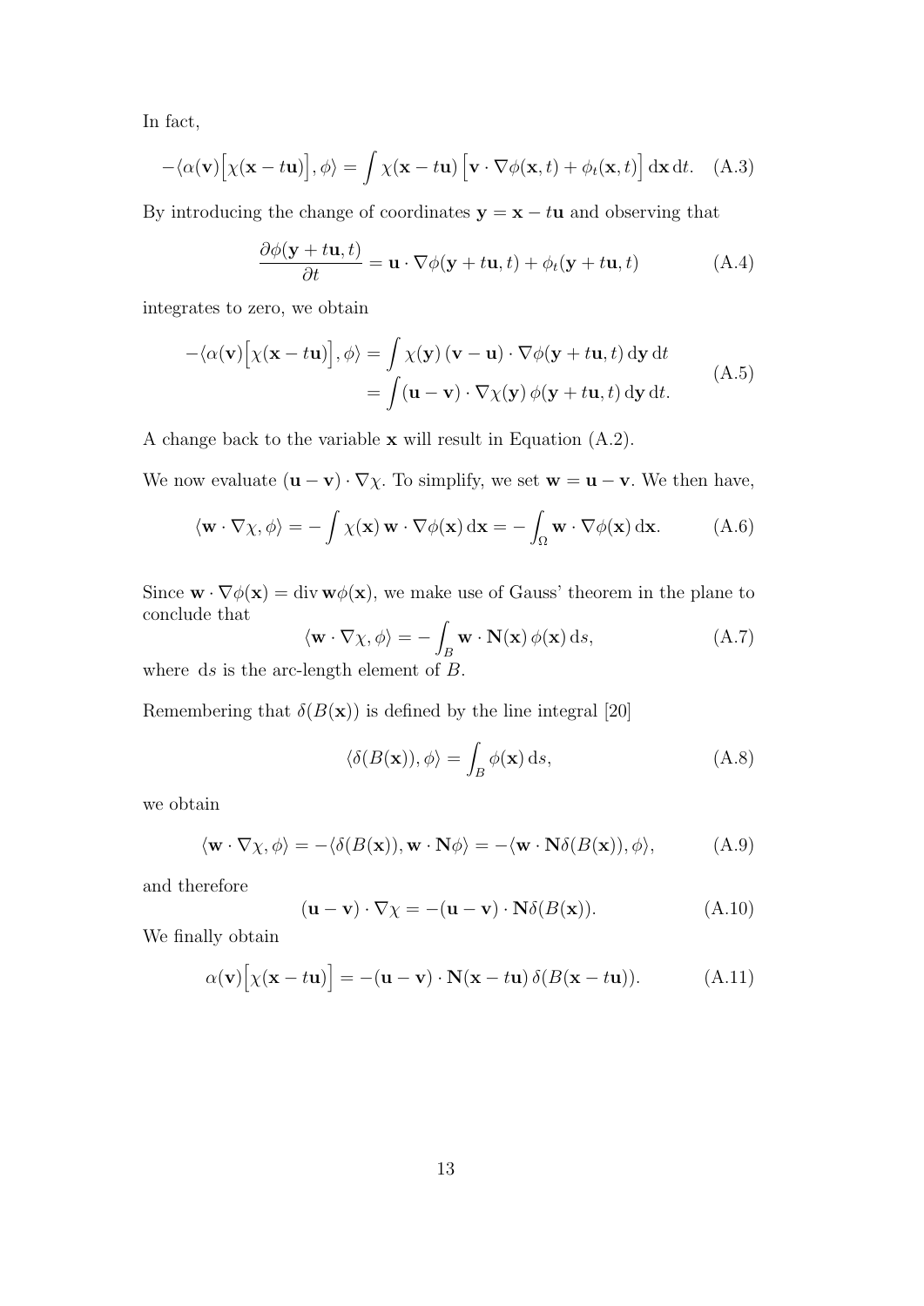In fact,

$$-\langle \alpha(\mathbf{v})\Big[\chi(\mathbf{x}-t\mathbf{u})\Big], \phi\rangle = \int \chi(\mathbf{x}-t\mathbf{u})\Big[\mathbf{v}\cdot\nabla\phi(\mathbf{x},t) + \phi_t(\mathbf{x},t)\Big]\,\mathrm{d}\mathbf{x}\,\mathrm{d}t. \tag{A.3}$$

By introducing the change of coordinates $\mathbf{y} = \mathbf{x} - t\mathbf{u}$ and observing that

$$\frac{\partial \phi(\mathbf{y}+t\mathbf{u},t)}{\partial t} = \mathbf{u}\cdot\nabla\phi(\mathbf{y}+t\mathbf{u},t) + \phi_t(\mathbf{y}+t\mathbf{u},t) \tag{A.4}$$

integrates to zero, we obtain

$$\begin{aligned}
-\langle \alpha(\mathbf{v})\Big[\chi(\mathbf{x}-t\mathbf{u})\Big], \phi\rangle &= \int \chi(\mathbf{y})\,(\mathbf{v}-\mathbf{u})\cdot\nabla\phi(\mathbf{y}+t\mathbf{u},t)\,\mathrm{d}\mathbf{y}\,\mathrm{d}t \\
&= \int (\mathbf{u}-\mathbf{v})\cdot\nabla\chi(\mathbf{y})\,\phi(\mathbf{y}+t\mathbf{u},t)\,\mathrm{d}\mathbf{y}\,\mathrm{d}t.
\end{aligned} \tag{A.5}$$

A change back to the variable $\mathbf{x}$ will result in Equation (A.2).

We now evaluate $(\mathbf{u}-\mathbf{v})\cdot\nabla\chi$. To simplify, we set $\mathbf{w} = \mathbf{u}-\mathbf{v}$. We then have,

$$\langle \mathbf{w}\cdot\nabla\chi, \phi\rangle = -\int \chi(\mathbf{x})\,\mathbf{w}\cdot\nabla\phi(\mathbf{x})\,\mathrm{d}\mathbf{x} = -\int_\Omega \mathbf{w}\cdot\nabla\phi(\mathbf{x})\,\mathrm{d}\mathbf{x}. \tag{A.6}$$

Since $\mathbf{w}\cdot\nabla\phi(\mathbf{x}) = \operatorname{div}\mathbf{w}\phi(\mathbf{x})$, we make use of Gauss' theorem in the plane to conclude that

$$\langle \mathbf{w}\cdot\nabla\chi, \phi\rangle = -\int_B \mathbf{w}\cdot\mathbf{N}(\mathbf{x})\,\phi(\mathbf{x})\,\mathrm{d}s, \tag{A.7}$$

where $\mathrm{d}s$ is the arc-length element of $B$.

Remembering that $\delta(B(\mathbf{x}))$ is defined by the line integral [20]

$$\langle \delta(B(\mathbf{x})), \phi\rangle = \int_B \phi(\mathbf{x})\,\mathrm{d}s, \tag{A.8}$$

we obtain

$$\langle \mathbf{w}\cdot\nabla\chi, \phi\rangle = -\langle \delta(B(\mathbf{x})), \mathbf{w}\cdot\mathbf{N}\phi\rangle = -\langle \mathbf{w}\cdot\mathbf{N}\delta(B(\mathbf{x})), \phi\rangle, \tag{A.9}$$

and therefore

$$(\mathbf{u}-\mathbf{v})\cdot\nabla\chi = -(\mathbf{u}-\mathbf{v})\cdot\mathbf{N}\delta(B(\mathbf{x})). \tag{A.10}$$

We finally obtain

$$\alpha(\mathbf{v})\Big[\chi(\mathbf{x}-t\mathbf{u})\Big] = -(\mathbf{u}-\mathbf{v})\cdot\mathbf{N}(\mathbf{x}-t\mathbf{u})\,\delta(B(\mathbf{x}-t\mathbf{u})). \tag{A.11}$$